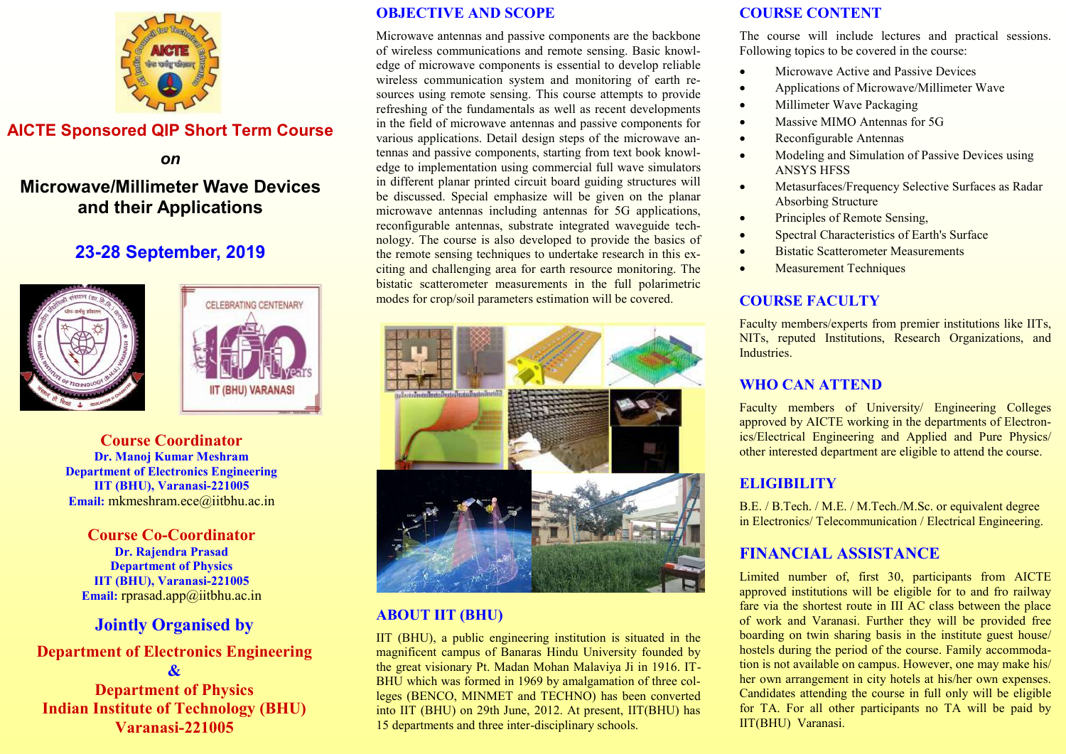# AICTE Sponsored QIP Short Term Course

*on*

## Microwave/Millimeter Wave Devices and their Applications

## 23-28 September, 2019

### Course Coordinator

**Dr. Manoj Kumar Meshram**
**Department of Electronics Engineering**
**IIT (BHU), Varanasi-221005**
**Email:** mkmeshram.ece@iitbhu.ac.in

### Course Co-Coordinator

**Dr. Rajendra Prasad**
**Department of Physics**
**IIT (BHU), Varanasi-221005**
**Email:** rprasad.app@iitbhu.ac.in

### Jointly Organised by

**Department of Electronics Engineering**
**&**
**Department of Physics**
**Indian Institute of Technology (BHU)**
**Varanasi-221005**

## OBJECTIVE AND SCOPE

Microwave antennas and passive components are the backbone of wireless communications and remote sensing. Basic knowledge of microwave components is essential to develop reliable wireless communication system and monitoring of earth resources using remote sensing. This course attempts to provide refreshing of the fundamentals as well as recent developments in the field of microwave antennas and passive components for various applications. Detail design steps of the microwave antennas and passive components, starting from text book knowledge to implementation using commercial full wave simulators in different planar printed circuit board guiding structures will be discussed. Special emphasize will be given on the planar microwave antennas including antennas for 5G applications, reconfigurable antennas, substrate integrated waveguide technology. The course is also developed to provide the basics of the remote sensing techniques to undertake research in this exciting and challenging area for earth resource monitoring. The bistatic scatterometer measurements in the full polarimetric modes for crop/soil parameters estimation will be covered.

## ABOUT IIT (BHU)

IIT (BHU), a public engineering institution is situated in the magnificent campus of Banaras Hindu University founded by the great visionary Pt. Madan Mohan Malaviya Ji in 1916. IT-BHU which was formed in 1969 by amalgamation of three colleges (BENCO, MINMET and TECHNO) has been converted into IIT (BHU) on 29th June, 2012. At present, IIT(BHU) has 15 departments and three inter-disciplinary schools.

## COURSE CONTENT

The course will include lectures and practical sessions. Following topics to be covered in the course:

- Microwave Active and Passive Devices
- Applications of Microwave/Millimeter Wave
- Millimeter Wave Packaging
- Massive MIMO Antennas for 5G
- Reconfigurable Antennas
- Modeling and Simulation of Passive Devices using ANSYS HFSS
- Metasurfaces/Frequency Selective Surfaces as Radar Absorbing Structure
- Principles of Remote Sensing,
- Spectral Characteristics of Earth's Surface
- Bistatic Scatterometer Measurements
- Measurement Techniques

## COURSE FACULTY

Faculty members/experts from premier institutions like IITs, NITs, reputed Institutions, Research Organizations, and Industries.

## WHO CAN ATTEND

Faculty members of University/ Engineering Colleges approved by AICTE working in the departments of Electronics/Electrical Engineering and Applied and Pure Physics/ other interested department are eligible to attend the course.

## ELIGIBILITY

B.E. / B.Tech. / M.E. / M.Tech./M.Sc. or equivalent degree in Electronics/ Telecommunication / Electrical Engineering.

## FINANCIAL ASSISTANCE

Limited number of, first 30, participants from AICTE approved institutions will be eligible for to and fro railway fare via the shortest route in III AC class between the place of work and Varanasi. Further they will be provided free boarding on twin sharing basis in the institute guest house/ hostels during the period of the course. Family accommodation is not available on campus. However, one may make his/ her own arrangement in city hotels at his/her own expenses. Candidates attending the course in full only will be eligible for TA. For all other participants no TA will be paid by IIT(BHU) Varanasi.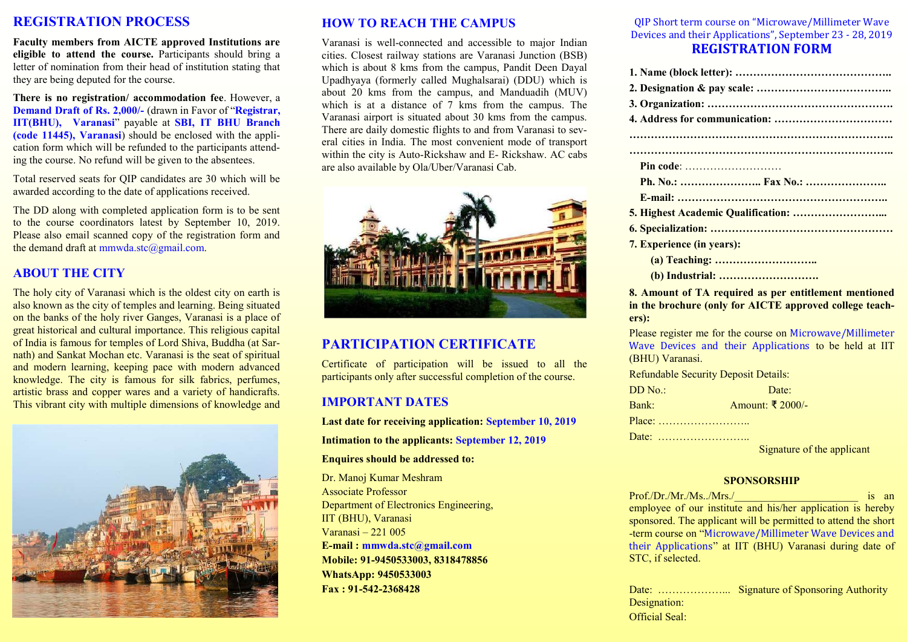## REGISTRATION PROCESS

**Faculty members from AICTE approved Institutions are eligible to attend the course.** Participants should bring a letter of nomination from their head of institution stating that they are being deputed for the course.

**There is no registration/ accommodation fee**. However, a **Demand Draft of Rs. 2,000/-** (drawn in Favor of "**Registrar, IIT(BHU), Varanasi**" payable at **SBI, IT BHU Branch (code 11445), Varanasi**) should be enclosed with the application form which will be refunded to the participants attending the course. No refund will be given to the absentees.

Total reserved seats for QIP candidates are 30 which will be awarded according to the date of applications received.

The DD along with completed application form is to be sent to the course coordinators latest by September 10, 2019. Please also email scanned copy of the registration form and the demand draft at mmwda.stc@gmail.com.

## ABOUT THE CITY

The holy city of Varanasi which is the oldest city on earth is also known as the city of temples and learning. Being situated on the banks of the holy river Ganges, Varanasi is a place of great historical and cultural importance. This religious capital of India is famous for temples of Lord Shiva, Buddha (at Sarnath) and Sankat Mochan etc. Varanasi is the seat of spiritual and modern learning, keeping pace with modern advanced knowledge. The city is famous for silk fabrics, perfumes, artistic brass and copper wares and a variety of handicrafts. This vibrant city with multiple dimensions of knowledge and

## HOW TO REACH THE CAMPUS

Varanasi is well-connected and accessible to major Indian cities. Closest railway stations are Varanasi Junction (BSB) which is about 8 kms from the campus, Pandit Deen Dayal Upadhyaya (formerly called Mughalsarai) (DDU) which is about 20 kms from the campus, and Manduadih (MUV) which is at a distance of 7 kms from the campus. The Varanasi airport is situated about 30 kms from the campus. There are daily domestic flights to and from Varanasi to several cities in India. The most convenient mode of transport within the city is Auto-Rickshaw and E- Rickshaw. AC cabs are also available by Ola/Uber/Varanasi Cab.

## PARTICIPATION CERTIFICATE

Certificate of participation will be issued to all the participants only after successful completion of the course.

## IMPORTANT DATES

**Last date for receiving application: September 10, 2019**

**Intimation to the applicants: September 12, 2019**

**Enquires should be addressed to:**

Dr. Manoj Kumar Meshram
Associate Professor
Department of Electronics Engineering,
IIT (BHU), Varanasi
Varanasi – 221 005
**E-mail : mmwda.stc@gmail.com**
**Mobile: 91-9450533003, 8318478856**
**WhatsApp: 9450533003**
**Fax : 91-542-2368428**

QIP Short term course on "Microwave/Millimeter Wave Devices and their Applications", September 23 - 28, 2019

## REGISTRATION FORM

**1. Name (block letter): ……………………………………..**
**2. Designation & pay scale: ………………………………..**
**3. Organization: ……………………………………………**
**4. Address for communication: ……………………………**
**……………………………………………………………..**
**……………………………………………………………..**
**Pin code**: ………………………
**Ph. No.: ………………….. Fax No.: …………………..**
**E-mail: …………………………………………………..**
**5. Highest Academic Qualification: ……………………..**
**6. Specialization: ……………………………………………**
**7. Experience (in years):**
**(a) Teaching: ………………………..**
**(b) Industrial: ……………………….**

**8. Amount of TA required as per entitlement mentioned in the brochure (only for AICTE approved college teachers):**

Please register me for the course on Microwave/Millimeter Wave Devices and their Applications to be held at IIT (BHU) Varanasi.

Refundable Security Deposit Details:

DD No.: Date:

Bank: Amount: ₹ 2000/-

Place: ……………………..

Date: ……………………..

Signature of the applicant

### SPONSORSHIP

Prof./Dr./Mr./Ms../Mrs./______________________ is an employee of our institute and his/her application is hereby sponsored. The applicant will be permitted to attend the short -term course on "Microwave/Millimeter Wave Devices and their Applications" at IIT (BHU) Varanasi during date of STC, if selected.

Date: ……………….. Signature of Sponsoring Authority
Designation:
Official Seal: